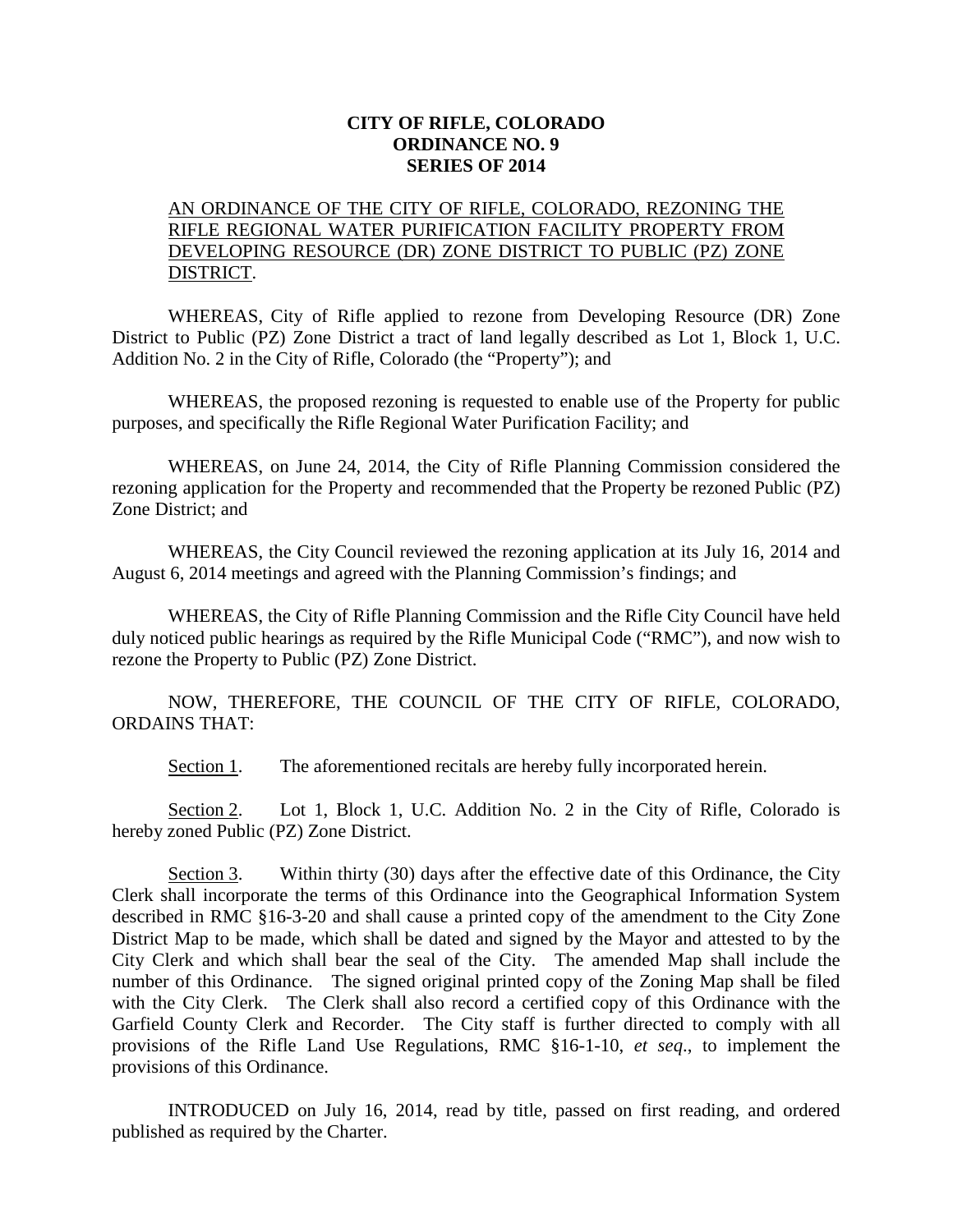# CITY OF RIFLE, COLORADO
# ORDINANCE NO. 9
# SERIES OF 2014

AN ORDINANCE OF THE CITY OF RIFLE, COLORADO, REZONING THE RIFLE REGIONAL WATER PURIFICATION FACILITY PROPERTY FROM DEVELOPING RESOURCE (DR) ZONE DISTRICT TO PUBLIC (PZ) ZONE DISTRICT.

WHEREAS, City of Rifle applied to rezone from Developing Resource (DR) Zone District to Public (PZ) Zone District a tract of land legally described as Lot 1, Block 1, U.C. Addition No. 2 in the City of Rifle, Colorado (the "Property"); and

WHEREAS, the proposed rezoning is requested to enable use of the Property for public purposes, and specifically the Rifle Regional Water Purification Facility; and

WHEREAS, on June 24, 2014, the City of Rifle Planning Commission considered the rezoning application for the Property and recommended that the Property be rezoned Public (PZ) Zone District; and

WHEREAS, the City Council reviewed the rezoning application at its July 16, 2014 and August 6, 2014 meetings and agreed with the Planning Commission's findings; and

WHEREAS, the City of Rifle Planning Commission and the Rifle City Council have held duly noticed public hearings as required by the Rifle Municipal Code ("RMC"), and now wish to rezone the Property to Public (PZ) Zone District.

NOW, THEREFORE, THE COUNCIL OF THE CITY OF RIFLE, COLORADO, ORDAINS THAT:

Section 1. The aforementioned recitals are hereby fully incorporated herein.

Section 2. Lot 1, Block 1, U.C. Addition No. 2 in the City of Rifle, Colorado is hereby zoned Public (PZ) Zone District.

Section 3. Within thirty (30) days after the effective date of this Ordinance, the City Clerk shall incorporate the terms of this Ordinance into the Geographical Information System described in RMC §16-3-20 and shall cause a printed copy of the amendment to the City Zone District Map to be made, which shall be dated and signed by the Mayor and attested to by the City Clerk and which shall bear the seal of the City. The amended Map shall include the number of this Ordinance. The signed original printed copy of the Zoning Map shall be filed with the City Clerk. The Clerk shall also record a certified copy of this Ordinance with the Garfield County Clerk and Recorder. The City staff is further directed to comply with all provisions of the Rifle Land Use Regulations, RMC §16-1-10, *et seq*., to implement the provisions of this Ordinance.

INTRODUCED on July 16, 2014, read by title, passed on first reading, and ordered published as required by the Charter.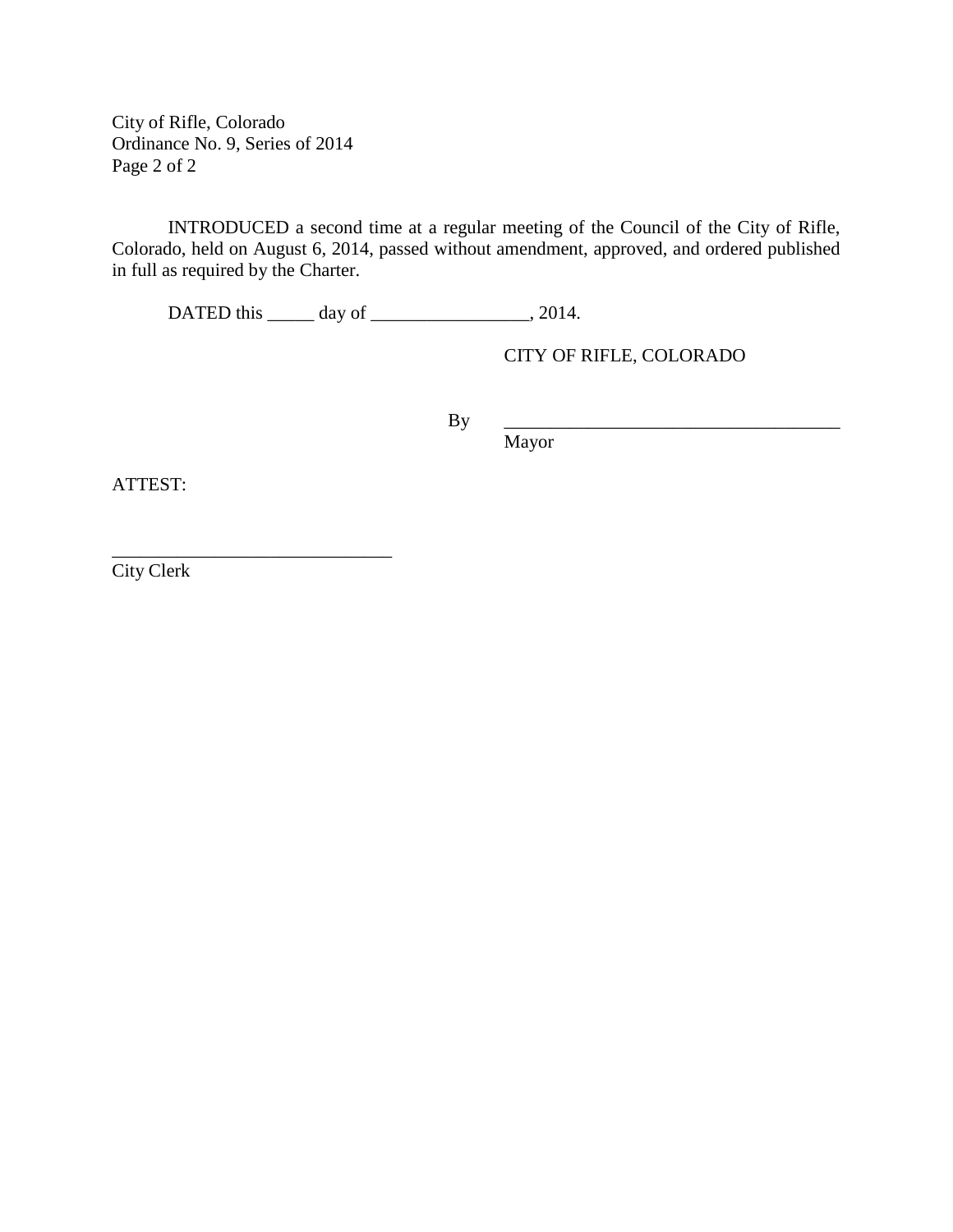INTRODUCED a second time at a regular meeting of the Council of the City of Rifle, Colorado, held on August 6, 2014, passed without amendment, approved, and ordered published in full as required by the Charter.

DATED this _____ day of _________________, 2014.

CITY OF RIFLE, COLORADO

By _____________________________________
Mayor

ATTEST:

______________________________
City Clerk